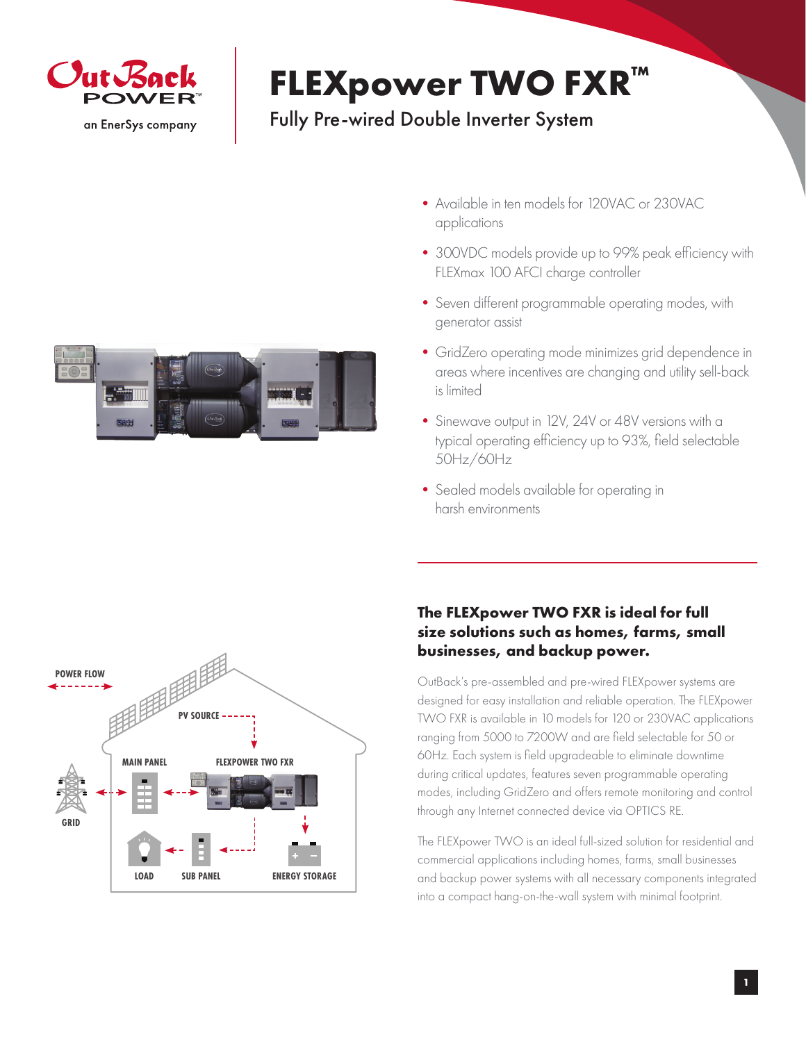# FLEXpower TWO FXR™

## Fully Pre-wired Double Inverter System

- Available in ten models for 120VAC or 230VAC applications
- 300VDC models provide up to 99% peak efficiency with FLEXmax 100 AFCI charge controller
- Seven different programmable operating modes, with generator assist
- GridZero operating mode minimizes grid dependence in areas where incentives are changing and utility sell-back is limited
- Sinewave output in 12V, 24V or 48V versions with a typical operating efficiency up to 93%, field selectable 50Hz/60Hz
- Sealed models available for operating in harsh environments

### The FLEXpower TWO FXR is ideal for full size solutions such as homes, farms, small businesses, and backup power.

OutBack's pre-assembled and pre-wired FLEXpower systems are designed for easy installation and reliable operation. The FLEXpower TWO FXR is available in 10 models for 120 or 230VAC applications ranging from 5000 to 7200W and are field selectable for 50 or 60Hz. Each system is field upgradeable to eliminate downtime during critical updates, features seven programmable operating modes, including GridZero and offers remote monitoring and control through any Internet connected device via OPTICS RE.

The FLEXpower TWO is an ideal full-sized solution for residential and commercial applications including homes, farms, small businesses and backup power systems with all necessary components integrated into a compact hang-on-the-wall system with minimal footprint.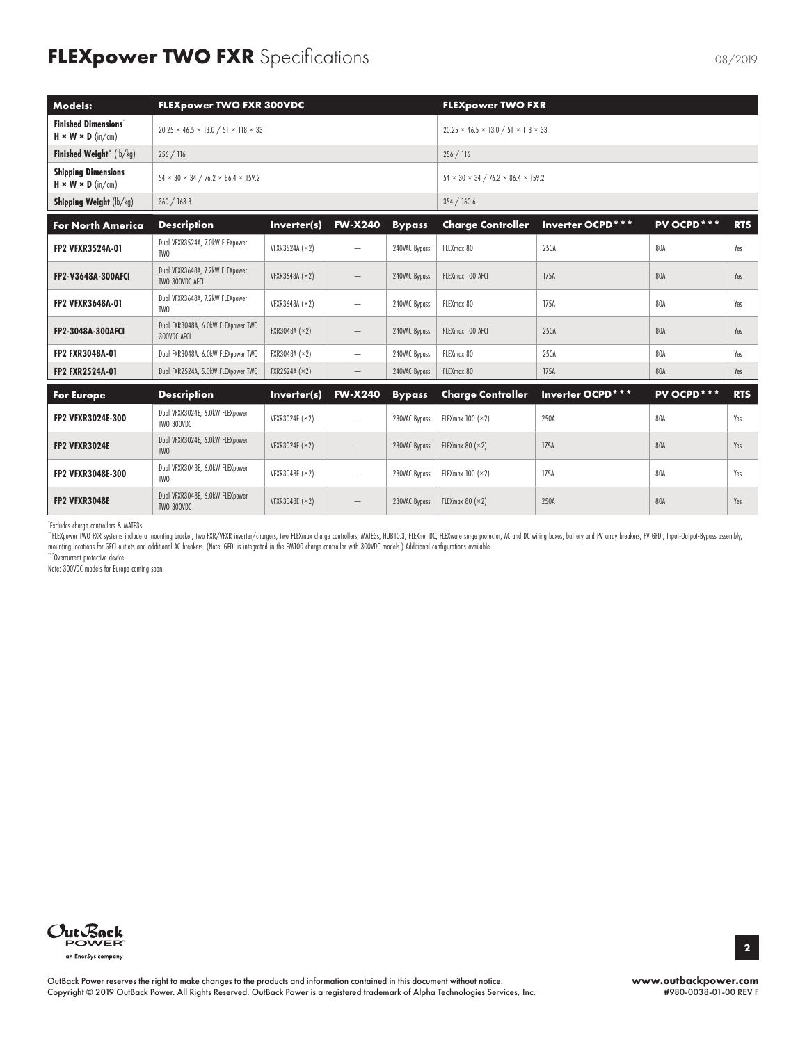# FLEXpower TWO FXR Specifications

08/2019

| Models: | FLEXpower TWO FXR 300VDC | FLEXpower TWO FXR |
|---|---|---|
| Finished Dimensions* H × W × D (in/cm) | 20.25 × 46.5 × 13.0 / 51 × 118 × 33 | 20.25 × 46.5 × 13.0 / 51 × 118 × 33 |
| Finished Weight** (lb/kg) | 256 / 116 | 256 / 116 |
| Shipping Dimensions H × W × D (in/cm) | 54 × 30 × 34 / 76.2 × 86.4 × 159.2 | 54 × 30 × 34 / 76.2 × 86.4 × 159.2 |
| Shipping Weight (lb/kg) | 360 / 163.3 | 354 / 160.6 |

| For North America | Description | Inverter(s) | FW-X240 | Bypass | Charge Controller | Inverter OCPD*** | PV OCPD*** | RTS |
|---|---|---|---|---|---|---|---|---|
| FP2 VFXR3524A-01 | Dual VFXR3524A, 7.0kW FLEXpower TWO | VFXR3524A (×2) | — | 240VAC Bypass | FLEXmax 80 | 250A | 80A | Yes |
| FP2-V3648A-300AFCI | Dual VFXR3648A, 7.2kW FLEXpower TWO 300VDC AFCI | VFXR3648A (×2) | — | 240VAC Bypass | FLEXmax 100 AFCI | 175A | 80A | Yes |
| FP2 VFXR3648A-01 | Dual VFXR3648A, 7.2kW FLEXpower TWO | VFXR3648A (×2) | — | 240VAC Bypass | FLEXmax 80 | 175A | 80A | Yes |
| FP2-3048A-300AFCI | Dual FXR3048A, 6.0kW FLEXpower TWO 300VDC AFCI | FXR3048A (×2) | — | 240VAC Bypass | FLEXmax 100 AFCI | 250A | 80A | Yes |
| FP2 FXR3048A-01 | Dual FXR3048A, 6.0kW FLEXpower TWO | FXR3048A (×2) | — | 240VAC Bypass | FLEXmax 80 | 250A | 80A | Yes |
| FP2 FXR2524A-01 | Dual FXR2524A, 5.0kW FLEXpower TWO | FXR2524A (×2) | — | 240VAC Bypass | FLEXmax 80 | 175A | 80A | Yes |

| For Europe | Description | Inverter(s) | FW-X240 | Bypass | Charge Controller | Inverter OCPD*** | PV OCPD*** | RTS |
|---|---|---|---|---|---|---|---|---|
| FP2 VFXR3024E-300 | Dual VFXR3024E, 6.0kW FLEXpower TWO 300VDC | VFXR3024E (×2) | — | 230VAC Bypass | FLEXmax 100 (×2) | 250A | 80A | Yes |
| FP2 VFXR3024E | Dual VFXR3024E, 6.0kW FLEXpower TWO | VFXR3024E (×2) | — | 230VAC Bypass | FLEXmax 80 (×2) | 175A | 80A | Yes |
| FP2 VFXR3048E-300 | Dual VFXR3048E, 6.0kW FLEXpower TWO | VFXR3048E (×2) | — | 230VAC Bypass | FLEXmax 100 (×2) | 175A | 80A | Yes |
| FP2 VFXR3048E | Dual VFXR3048E, 6.0kW FLEXpower TWO 300VDC | VFXR3048E (×2) | — | 230VAC Bypass | FLEXmax 80 (×2) | 250A | 80A | Yes |

*Excludes charge controllers & MATE3s.

**FLEXpower TWO FXR systems include a mounting bracket, two FXR/VFXR inverter/chargers, two FLEXmax charge controllers, MATE3s, HUB10.3, FLEXnet DC, FLEXware surge protector, AC and DC wiring boxes, battery and PV array breakers, PV GFDI, Input-Output-Bypass assembly, mounting locations for GFCI outlets and additional AC breakers. (Note: GFDI is integrated in the FM100 charge controller with 300VDC models.) Additional configurations available.

***Overcurrent protective device.

Note: 300VDC models for Europe coming soon.

OutBack Power — an EnerSys company

OutBack Power reserves the right to make changes to the products and information contained in this document without notice.
Copyright © 2019 OutBack Power. All Rights Reserved. OutBack Power is a registered trademark of Alpha Technologies Services, Inc.

**www.outbackpower.com**
#980-0038-01-00 REV F